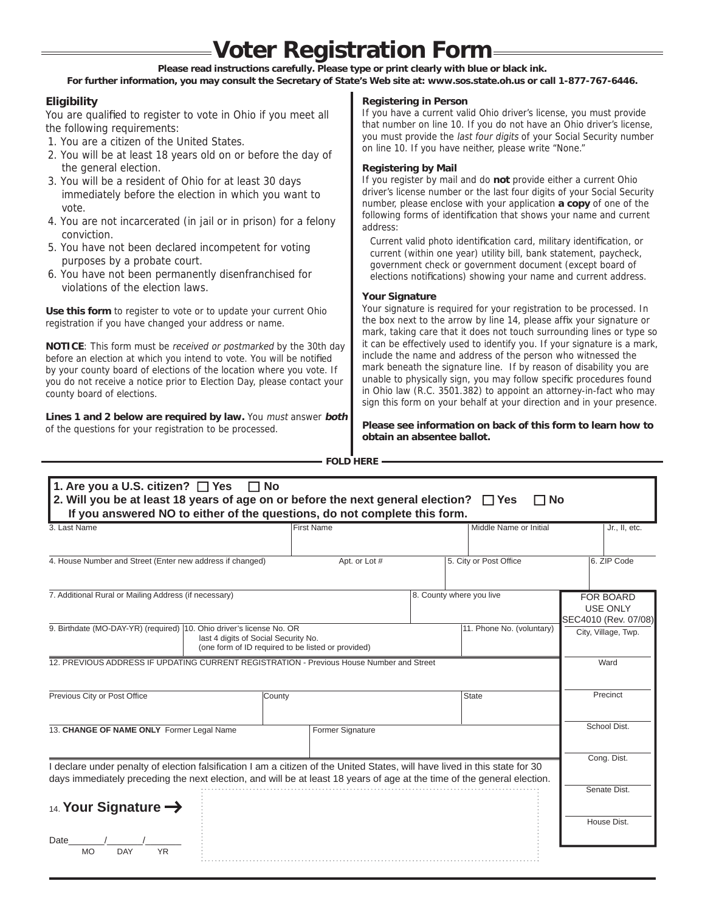# Voter Registration Form

**Please read instructions carefully. Please type or print clearly with blue or black ink.**
**For further information, you may consult the Secretary of State's Web site at: www.sos.state.oh.us or call 1-877-767-6446.**

### Eligibility

You are qualified to register to vote in Ohio if you meet all the following requirements:

1. You are a citizen of the United States.
2. You will be at least 18 years old on or before the day of the general election.
3. You will be a resident of Ohio for at least 30 days immediately before the election in which you want to vote.
4. You are not incarcerated (in jail or in prison) for a felony conviction.
5. You have not been declared incompetent for voting purposes by a probate court.
6. You have not been permanently disenfranchised for violations of the election laws.

**Use this form** to register to vote or to update your current Ohio registration if you have changed your address or name.

**NOTICE**: This form must be *received or postmarked* by the 30th day before an election at which you intend to vote. You will be notified by your county board of elections of the location where you vote. If you do not receive a notice prior to Election Day, please contact your county board of elections.

**Lines 1 and 2 below are required by law.** You *must* answer ***both*** of the questions for your registration to be processed.

### Registering in Person

If you have a current valid Ohio driver's license, you must provide that number on line 10. If you do not have an Ohio driver's license, you must provide the *last four digits* of your Social Security number on line 10. If you have neither, please write "None."

### Registering by Mail

If you register by mail and do **not** provide either a current Ohio driver's license number or the last four digits of your Social Security number, please enclose with your application **a copy** of one of the following forms of identification that shows your name and current address:

Current valid photo identification card, military identification, or current (within one year) utility bill, bank statement, paycheck, government check or government document (except board of elections notifications) showing your name and current address.

### Your Signature

Your signature is required for your registration to be processed. In the box next to the arrow by line 14, please affix your signature or mark, taking care that it does not touch surrounding lines or type so it can be effectively used to identify you. If your signature is a mark, include the name and address of the person who witnessed the mark beneath the signature line. If by reason of disability you are unable to physically sign, you may follow specific procedures found in Ohio law (R.C. 3501.382) to appoint an attorney-in-fact who may sign this form on your behalf at your direction and in your presence.

**Please see information on back of this form to learn how to obtain an absentee ballot.**

**FOLD HERE**

**1. Are you a U.S. citizen? ☐ Yes ☐ No**
**2. Will you be at least 18 years of age on or before the next general election? ☐ Yes ☐ No**
**If you answered NO to either of the questions, do not complete this form.**

| 3. Last Name | First Name | Middle Name or Initial | Jr., II, etc. |
|---|---|---|---|
| | | | |

| 4. House Number and Street (Enter new address if changed) | Apt. or Lot # | 5. City or Post Office | 6. ZIP Code |
|---|---|---|---|
| | | | |

| 7. Additional Rural or Mailing Address (if necessary) | 8. County where you live |
|---|---|
| | |

| 9. Birthdate (MO-DAY-YR) (required) | 10. Ohio driver's license No. OR last 4 digits of Social Security No. (one form of ID required to be listed or provided) | 11. Phone No. (voluntary) |
|---|---|---|
| | | |

12. PREVIOUS ADDRESS IF UPDATING CURRENT REGISTRATION - Previous House Number and Street

| Previous City or Post Office | County | State |
|---|---|---|
| | | |

| 13. **CHANGE OF NAME ONLY** Former Legal Name | Former Signature |
|---|---|
| | |

I declare under penalty of election falsification I am a citizen of the United States, will have lived in this state for 30 days immediately preceding the next election, and will be at least 18 years of age at the time of the general election.

14. **Your Signature →**

Date_______/_______/_______
MO DAY YR

| FOR BOARD USE ONLY SEC4010 (Rev. 07/08) |
|---|
| City, Village, Twp. |
| Ward |
| Precinct |
| School Dist. |
| Cong. Dist. |
| Senate Dist. |
| House Dist. |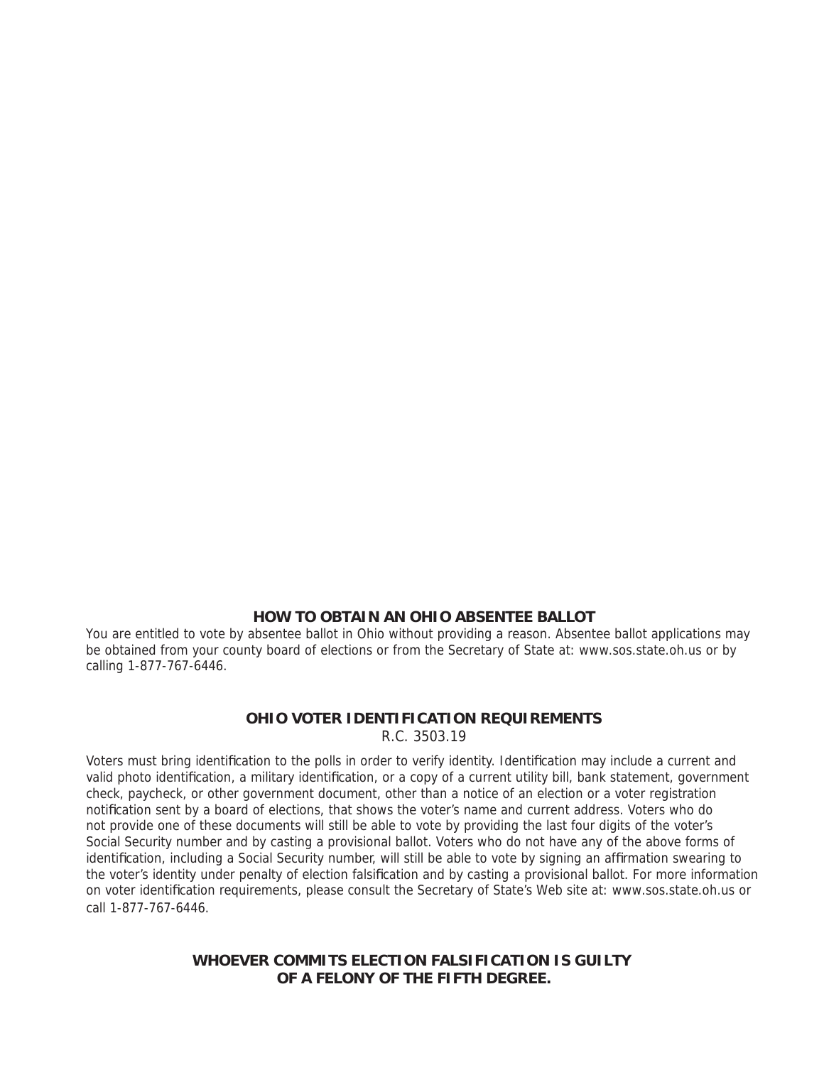## HOW TO OBTAIN AN OHIO ABSENTEE BALLOT

You are entitled to vote by absentee ballot in Ohio without providing a reason. Absentee ballot applications may be obtained from your county board of elections or from the Secretary of State at: www.sos.state.oh.us or by calling 1-877-767-6446.

## OHIO VOTER IDENTIFICATION REQUIREMENTS

R.C. 3503.19

Voters must bring identification to the polls in order to verify identity. Identification may include a current and valid photo identification, a military identification, or a copy of a current utility bill, bank statement, government check, paycheck, or other government document, other than a notice of an election or a voter registration notification sent by a board of elections, that shows the voter's name and current address. Voters who do not provide one of these documents will still be able to vote by providing the last four digits of the voter's Social Security number and by casting a provisional ballot. Voters who do not have any of the above forms of identification, including a Social Security number, will still be able to vote by signing an affirmation swearing to the voter's identity under penalty of election falsification and by casting a provisional ballot. For more information on voter identification requirements, please consult the Secretary of State's Web site at: www.sos.state.oh.us or call 1-877-767-6446.

**WHOEVER COMMITS ELECTION FALSIFICATION IS GUILTY OF A FELONY OF THE FIFTH DEGREE.**